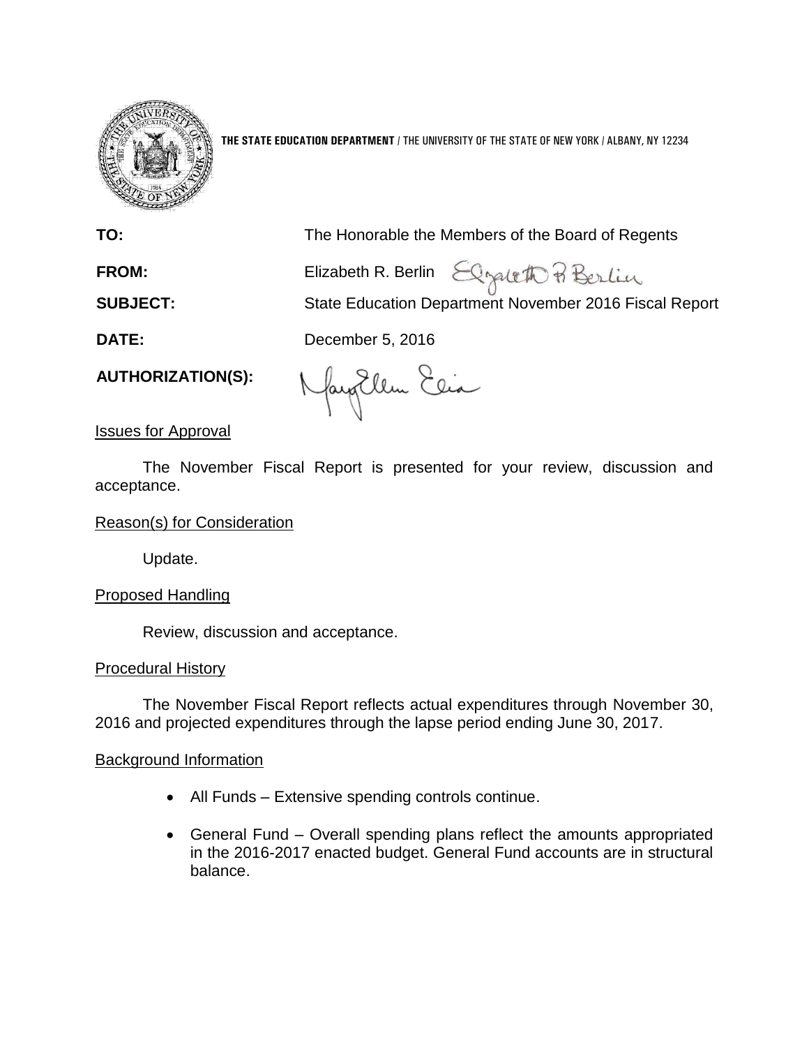**THE STATE EDUCATION DEPARTMENT** / THE UNIVERSITY OF THE STATE OF NEW YORK / ALBANY, NY 12234

**TO:** The Honorable the Members of the Board of Regents

**FROM:** Elizabeth R. Berlin

**SUBJECT:** State Education Department November 2016 Fiscal Report

**DATE:** December 5, 2016

**AUTHORIZATION(S):**

Issues for Approval

The November Fiscal Report is presented for your review, discussion and acceptance.

Reason(s) for Consideration

Update.

Proposed Handling

Review, discussion and acceptance.

Procedural History

The November Fiscal Report reflects actual expenditures through November 30, 2016 and projected expenditures through the lapse period ending June 30, 2017.

Background Information

- All Funds – Extensive spending controls continue.
- General Fund – Overall spending plans reflect the amounts appropriated in the 2016-2017 enacted budget. General Fund accounts are in structural balance.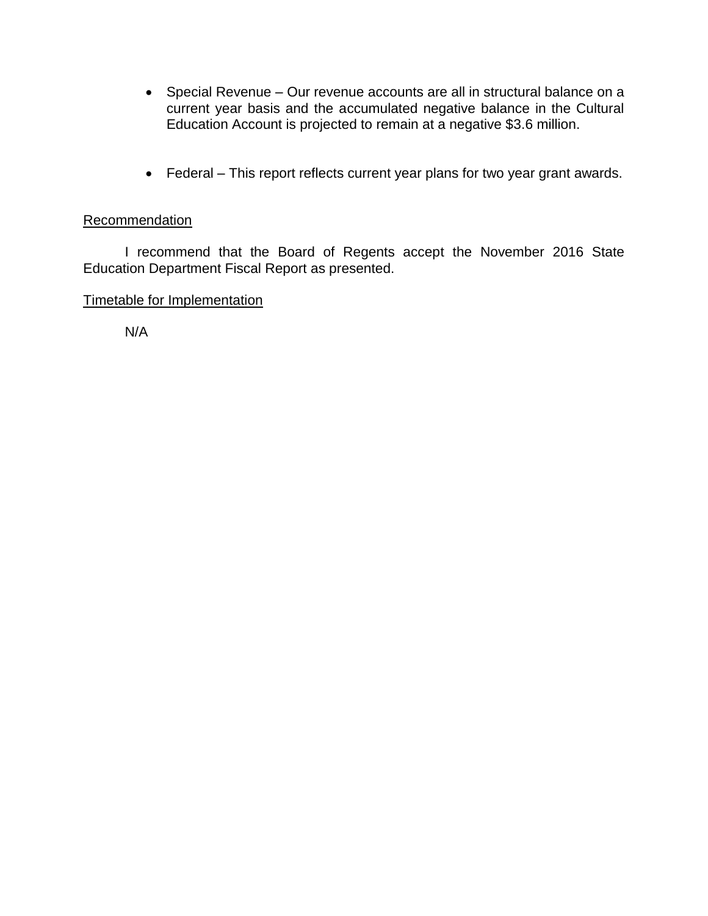- Special Revenue – Our revenue accounts are all in structural balance on a current year basis and the accumulated negative balance in the Cultural Education Account is projected to remain at a negative $3.6 million.

- Federal – This report reflects current year plans for two year grant awards.

<u>Recommendation</u>

I recommend that the Board of Regents accept the November 2016 State Education Department Fiscal Report as presented.

<u>Timetable for Implementation</u>

N/A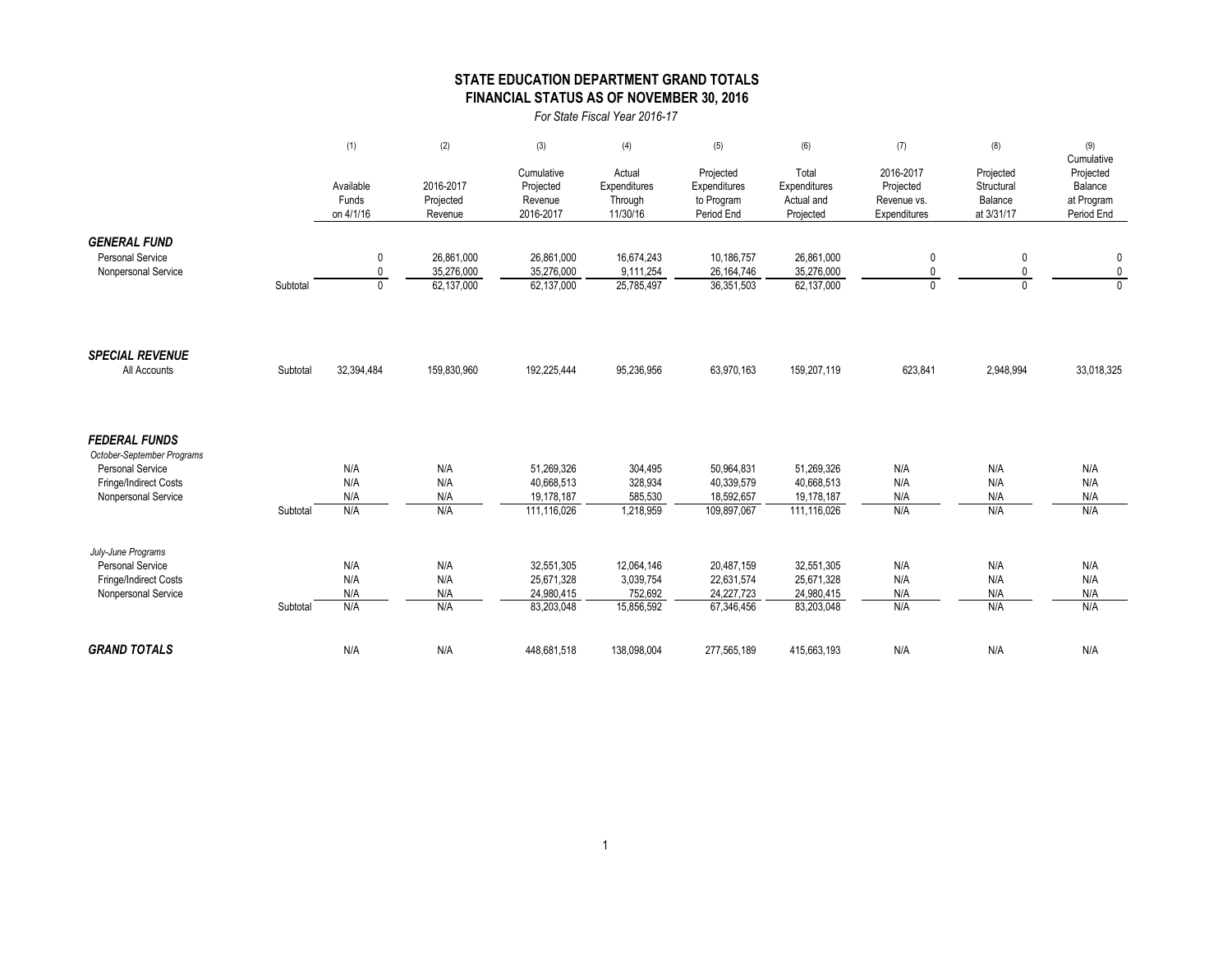## STATE EDUCATION DEPARTMENT GRAND TOTALS
## FINANCIAL STATUS AS OF NOVEMBER 30, 2016

*For State Fiscal Year 2016-17*

| | | (1) Available Funds on 4/1/16 | (2) 2016-2017 Projected Revenue | (3) Cumulative Projected Revenue 2016-2017 | (4) Actual Expenditures Through 11/30/16 | (5) Projected Expenditures to Program Period End | (6) Total Expenditures Actual and Projected | (7) 2016-2017 Projected Revenue vs. Expenditures | (8) Projected Structural Balance at 3/31/17 | (9) Cumulative Projected Balance at Program Period End |
|---|---|---|---|---|---|---|---|---|---|---|
| ***GENERAL FUND*** | | | | | | | | | | |
| Personal Service | | 0 | 26,861,000 | 26,861,000 | 16,674,243 | 10,186,757 | 26,861,000 | 0 | 0 | 0 |
| Nonpersonal Service | | 0 | 35,276,000 | 35,276,000 | 9,111,254 | 26,164,746 | 35,276,000 | 0 | 0 | 0 |
| | Subtotal | 0 | 62,137,000 | 62,137,000 | 25,785,497 | 36,351,503 | 62,137,000 | 0 | 0 | 0 |
| ***SPECIAL REVENUE*** | | | | | | | | | | |
| All Accounts | Subtotal | 32,394,484 | 159,830,960 | 192,225,444 | 95,236,956 | 63,970,163 | 159,207,119 | 623,841 | 2,948,994 | 33,018,325 |
| ***FEDERAL FUNDS*** | | | | | | | | | | |
| *October-September Programs* | | | | | | | | | | |
| Personal Service | | N/A | N/A | 51,269,326 | 304,495 | 50,964,831 | 51,269,326 | N/A | N/A | N/A |
| Fringe/Indirect Costs | | N/A | N/A | 40,668,513 | 328,934 | 40,339,579 | 40,668,513 | N/A | N/A | N/A |
| Nonpersonal Service | | N/A | N/A | 19,178,187 | 585,530 | 18,592,657 | 19,178,187 | N/A | N/A | N/A |
| | Subtotal | N/A | N/A | 111,116,026 | 1,218,959 | 109,897,067 | 111,116,026 | N/A | N/A | N/A |
| *July-June Programs* | | | | | | | | | | |
| Personal Service | | N/A | N/A | 32,551,305 | 12,064,146 | 20,487,159 | 32,551,305 | N/A | N/A | N/A |
| Fringe/Indirect Costs | | N/A | N/A | 25,671,328 | 3,039,754 | 22,631,574 | 25,671,328 | N/A | N/A | N/A |
| Nonpersonal Service | | N/A | N/A | 24,980,415 | 752,692 | 24,227,723 | 24,980,415 | N/A | N/A | N/A |
| | Subtotal | N/A | N/A | 83,203,048 | 15,856,592 | 67,346,456 | 83,203,048 | N/A | N/A | N/A |
| ***GRAND TOTALS*** | | N/A | N/A | 448,681,518 | 138,098,004 | 277,565,189 | 415,663,193 | N/A | N/A | N/A |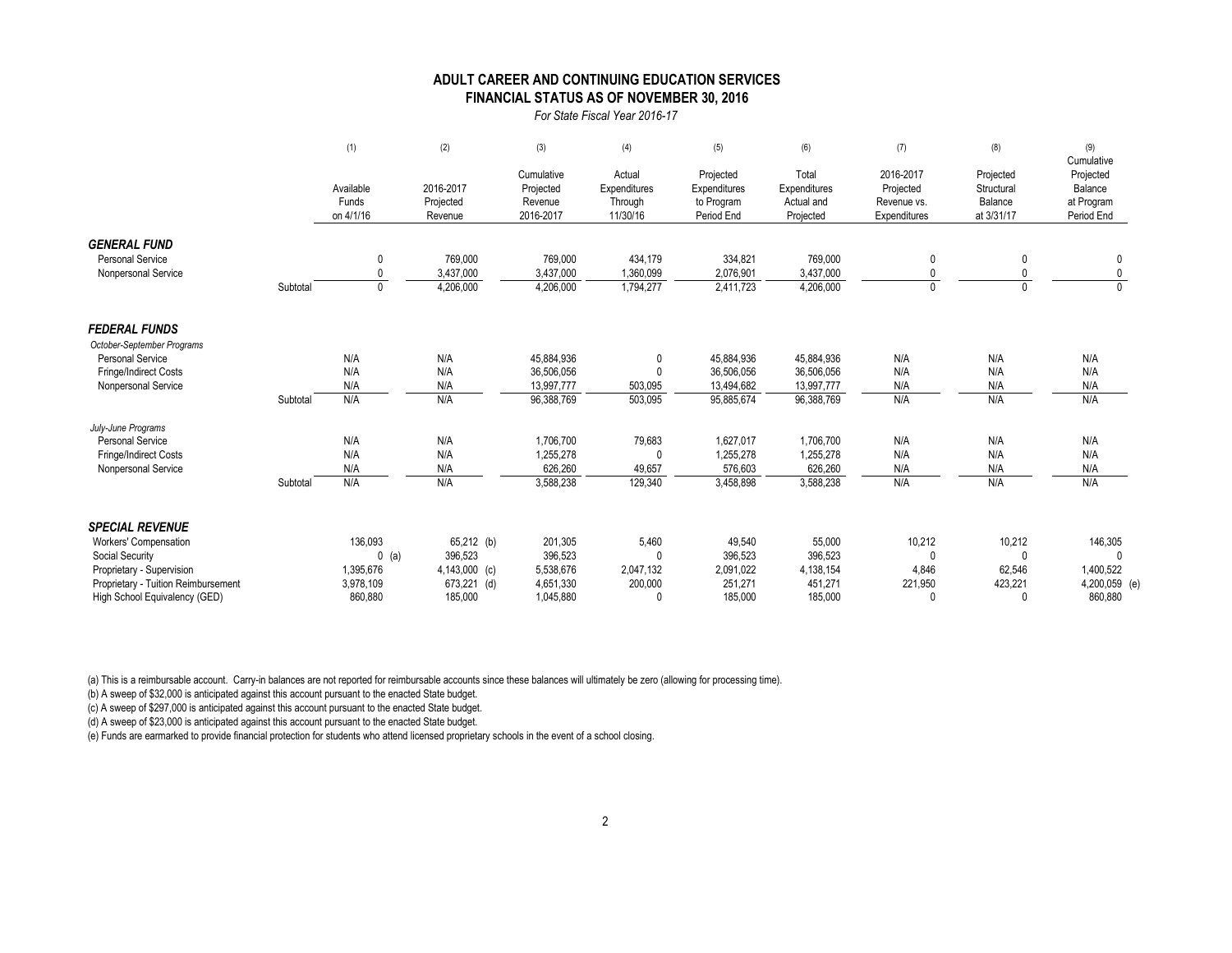## ADULT CAREER AND CONTINUING EDUCATION SERVICES
## FINANCIAL STATUS AS OF NOVEMBER 30, 2016

*For State Fiscal Year 2016-17*

| | | (1) | (2) | (3) | (4) | (5) | (6) | (7) | (8) | (9) |
|---|---|---|---|---|---|---|---|---|---|---|
| | | Available Funds on 4/1/16 | 2016-2017 Projected Revenue | Cumulative Projected Revenue 2016-2017 | Actual Expenditures Through 11/30/16 | Projected Expenditures to Program Period End | Total Expenditures Actual and Projected | 2016-2017 Projected Revenue vs. Expenditures | Projected Structural Balance at 3/31/17 | Cumulative Projected Balance at Program Period End |
| ***GENERAL FUND*** | | | | | | | | | | |
| Personal Service | | 0 | 769,000 | 769,000 | 434,179 | 334,821 | 769,000 | 0 | 0 | 0 |
| Nonpersonal Service | | 0 | 3,437,000 | 3,437,000 | 1,360,099 | 2,076,901 | 3,437,000 | 0 | 0 | 0 |
| | Subtotal | 0 | 4,206,000 | 4,206,000 | 1,794,277 | 2,411,723 | 4,206,000 | 0 | 0 | 0 |
| ***FEDERAL FUNDS*** | | | | | | | | | | |
| *October-September Programs* | | | | | | | | | | |
| Personal Service | | N/A | N/A | 45,884,936 | 0 | 45,884,936 | 45,884,936 | N/A | N/A | N/A |
| Fringe/Indirect Costs | | N/A | N/A | 36,506,056 | 0 | 36,506,056 | 36,506,056 | N/A | N/A | N/A |
| Nonpersonal Service | | N/A | N/A | 13,997,777 | 503,095 | 13,494,682 | 13,997,777 | N/A | N/A | N/A |
| | Subtotal | N/A | N/A | 96,388,769 | 503,095 | 95,885,674 | 96,388,769 | N/A | N/A | N/A |
| *July-June Programs* | | | | | | | | | | |
| Personal Service | | N/A | N/A | 1,706,700 | 79,683 | 1,627,017 | 1,706,700 | N/A | N/A | N/A |
| Fringe/Indirect Costs | | N/A | N/A | 1,255,278 | 0 | 1,255,278 | 1,255,278 | N/A | N/A | N/A |
| Nonpersonal Service | | N/A | N/A | 626,260 | 49,657 | 576,603 | 626,260 | N/A | N/A | N/A |
| | Subtotal | N/A | N/A | 3,588,238 | 129,340 | 3,458,898 | 3,588,238 | N/A | N/A | N/A |
| ***SPECIAL REVENUE*** | | | | | | | | | | |
| Workers' Compensation | | 136,093 | 65,212 (b) | 201,305 | 5,460 | 49,540 | 55,000 | 10,212 | 10,212 | 146,305 |
| Social Security | | 0 (a) | 396,523 | 396,523 | 0 | 396,523 | 396,523 | 0 | 0 | 0 |
| Proprietary - Supervision | | 1,395,676 | 4,143,000 (c) | 5,538,676 | 2,047,132 | 2,091,022 | 4,138,154 | 4,846 | 62,546 | 1,400,522 |
| Proprietary - Tuition Reimbursement | | 3,978,109 | 673,221 (d) | 4,651,330 | 200,000 | 251,271 | 451,271 | 221,950 | 423,221 | 4,200,059 (e) |
| High School Equivalency (GED) | | 860,880 | 185,000 | 1,045,880 | 0 | 185,000 | 185,000 | 0 | 0 | 860,880 |

(a) This is a reimbursable account. Carry-in balances are not reported for reimbursable accounts since these balances will ultimately be zero (allowing for processing time).

(b) A sweep of $32,000 is anticipated against this account pursuant to the enacted State budget.

(c) A sweep of $297,000 is anticipated against this account pursuant to the enacted State budget.

(d) A sweep of $23,000 is anticipated against this account pursuant to the enacted State budget.

(e) Funds are earmarked to provide financial protection for students who attend licensed proprietary schools in the event of a school closing.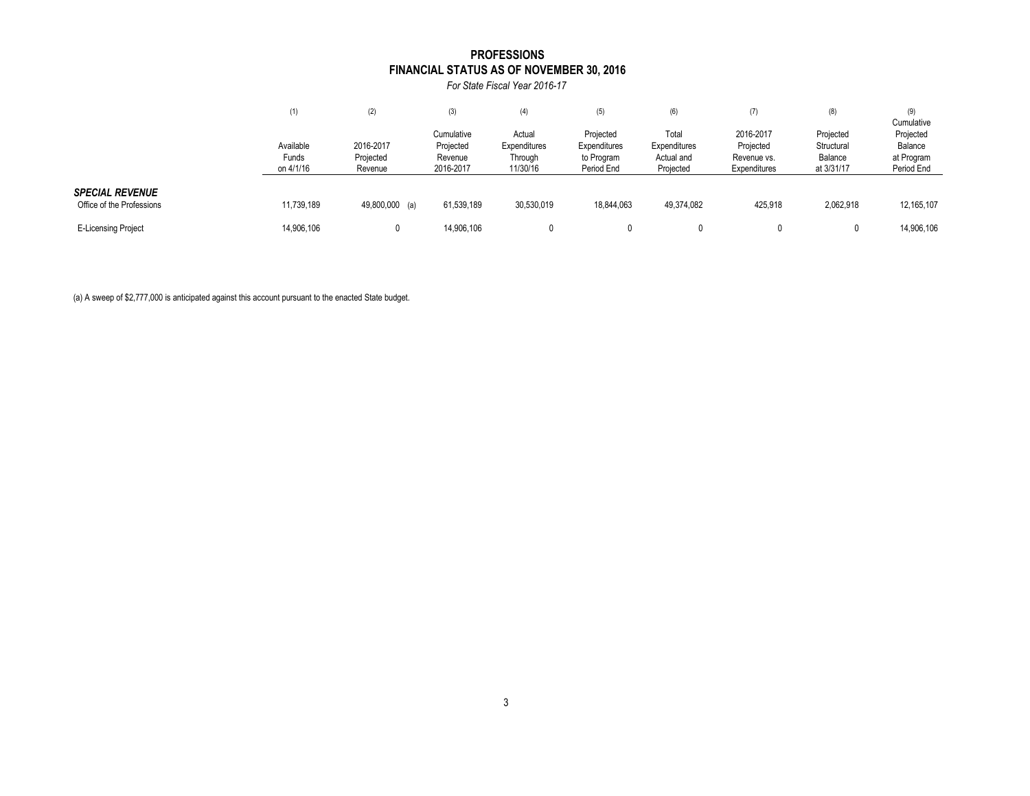# PROFESSIONS
## FINANCIAL STATUS AS OF NOVEMBER 30, 2016

*For State Fiscal Year 2016-17*

| | (1) Available Funds on 4/1/16 | (2) 2016-2017 Projected Revenue | (3) Cumulative Projected Revenue 2016-2017 | (4) Actual Expenditures Through 11/30/16 | (5) Projected Expenditures to Program Period End | (6) Total Expenditures Actual and Projected | (7) 2016-2017 Projected Revenue vs. Expenditures | (8) Projected Structural Balance at 3/31/17 | (9) Cumulative Projected Balance at Program Period End |
|---|---|---|---|---|---|---|---|---|---|
| ***SPECIAL REVENUE*** | | | | | | | | | |
| Office of the Professions | 11,739,189 | 49,800,000 (a) | 61,539,189 | 30,530,019 | 18,844,063 | 49,374,082 | 425,918 | 2,062,918 | 12,165,107 |
| E-Licensing Project | 14,906,106 | 0 | 14,906,106 | 0 | 0 | 0 | 0 | 0 | 14,906,106 |

(a) A sweep of $2,777,000 is anticipated against this account pursuant to the enacted State budget.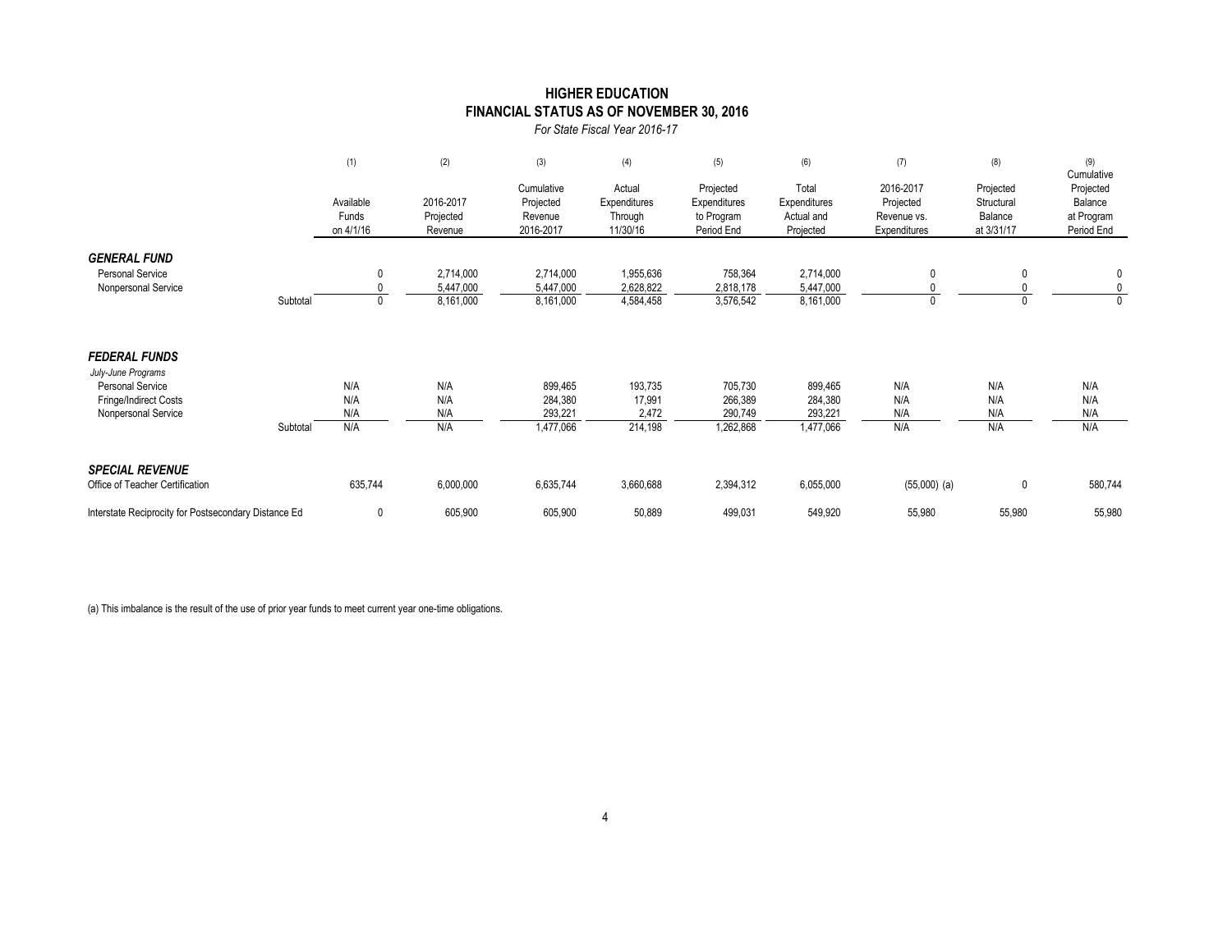# HIGHER EDUCATION
## FINANCIAL STATUS AS OF NOVEMBER 30, 2016
*For State Fiscal Year 2016-17*

| | (1) | (2) | (3) | (4) | (5) | (6) | (7) | (8) | (9) |
|---|---|---|---|---|---|---|---|---|---|
| | Available Funds on 4/1/16 | 2016-2017 Projected Revenue | Cumulative Projected Revenue 2016-2017 | Actual Expenditures Through 11/30/16 | Projected Expenditures to Program Period End | Total Expenditures Actual and Projected | 2016-2017 Projected Revenue vs. Expenditures | Projected Structural Balance at 3/31/17 | Cumulative Projected Balance at Program Period End |
| ***GENERAL FUND*** | | | | | | | | | |
| Personal Service | 0 | 2,714,000 | 2,714,000 | 1,955,636 | 758,364 | 2,714,000 | 0 | 0 | 0 |
| Nonpersonal Service | 0 | 5,447,000 | 5,447,000 | 2,628,822 | 2,818,178 | 5,447,000 | 0 | 0 | 0 |
| Subtotal | 0 | 8,161,000 | 8,161,000 | 4,584,458 | 3,576,542 | 8,161,000 | 0 | 0 | 0 |
| ***FEDERAL FUNDS*** | | | | | | | | | |
| *July-June Programs* | | | | | | | | | |
| Personal Service | N/A | N/A | 899,465 | 193,735 | 705,730 | 899,465 | N/A | N/A | N/A |
| Fringe/Indirect Costs | N/A | N/A | 284,380 | 17,991 | 266,389 | 284,380 | N/A | N/A | N/A |
| Nonpersonal Service | N/A | N/A | 293,221 | 2,472 | 290,749 | 293,221 | N/A | N/A | N/A |
| Subtotal | N/A | N/A | 1,477,066 | 214,198 | 1,262,868 | 1,477,066 | N/A | N/A | N/A |
| ***SPECIAL REVENUE*** | | | | | | | | | |
| Office of Teacher Certification | 635,744 | 6,000,000 | 6,635,744 | 3,660,688 | 2,394,312 | 6,055,000 | (55,000) (a) | 0 | 580,744 |
| Interstate Reciprocity for Postsecondary Distance Ed | 0 | 605,900 | 605,900 | 50,889 | 499,031 | 549,920 | 55,980 | 55,980 | 55,980 |

(a) This imbalance is the result of the use of prior year funds to meet current year one-time obligations.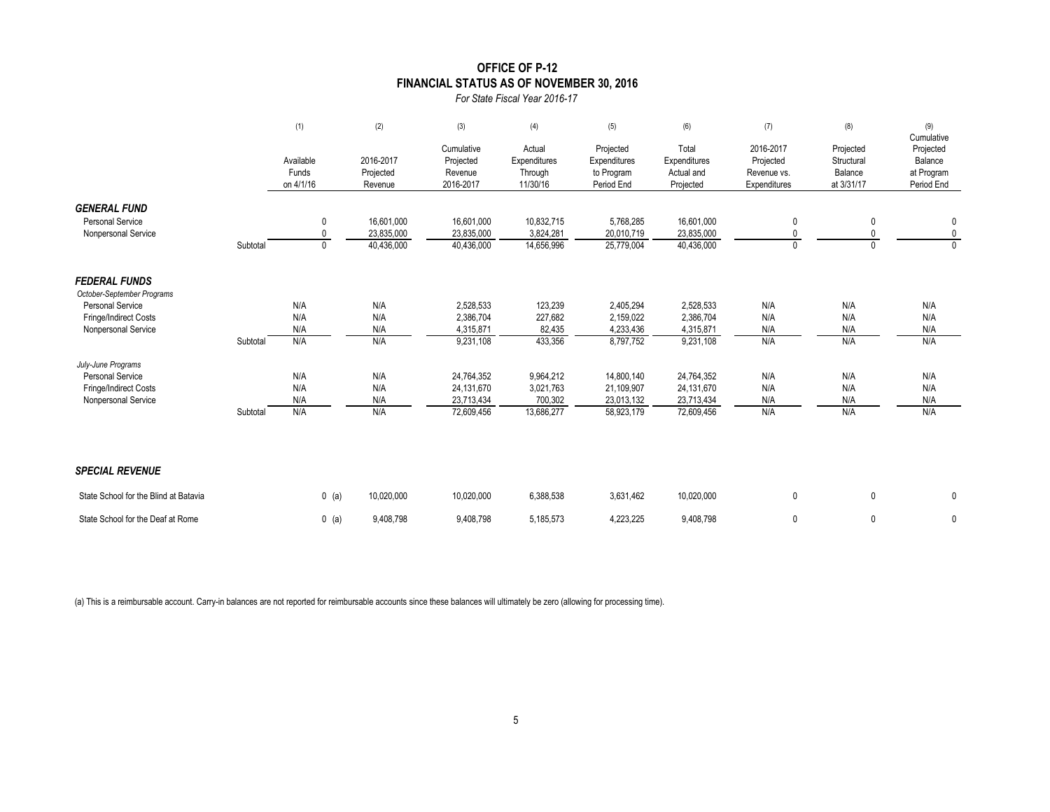# OFFICE OF P-12
## FINANCIAL STATUS AS OF NOVEMBER 30, 2016
*For State Fiscal Year 2016-17*

| | | (1) Available Funds on 4/1/16 | (2) 2016-2017 Projected Revenue | (3) Cumulative Projected Revenue 2016-2017 | (4) Actual Expenditures Through 11/30/16 | (5) Projected Expenditures to Program Period End | (6) Total Expenditures Actual and Projected | (7) 2016-2017 Projected Revenue vs. Expenditures | (8) Projected Structural Balance at 3/31/17 | (9) Cumulative Projected Balance at Program Period End |
|---|---|---|---|---|---|---|---|---|---|---|
| ***GENERAL FUND*** | | | | | | | | | | |
| Personal Service | | 0 | 16,601,000 | 16,601,000 | 10,832,715 | 5,768,285 | 16,601,000 | 0 | 0 | 0 |
| Nonpersonal Service | | 0 | 23,835,000 | 23,835,000 | 3,824,281 | 20,010,719 | 23,835,000 | 0 | 0 | 0 |
| | Subtotal | 0 | 40,436,000 | 40,436,000 | 14,656,996 | 25,779,004 | 40,436,000 | 0 | 0 | 0 |
| ***FEDERAL FUNDS*** | | | | | | | | | | |
| *October-September Programs* | | | | | | | | | | |
| Personal Service | | N/A | N/A | 2,528,533 | 123,239 | 2,405,294 | 2,528,533 | N/A | N/A | N/A |
| Fringe/Indirect Costs | | N/A | N/A | 2,386,704 | 227,682 | 2,159,022 | 2,386,704 | N/A | N/A | N/A |
| Nonpersonal Service | | N/A | N/A | 4,315,871 | 82,435 | 4,233,436 | 4,315,871 | N/A | N/A | N/A |
| | Subtotal | N/A | N/A | 9,231,108 | 433,356 | 8,797,752 | 9,231,108 | N/A | N/A | N/A |
| *July-June Programs* | | | | | | | | | | |
| Personal Service | | N/A | N/A | 24,764,352 | 9,964,212 | 14,800,140 | 24,764,352 | N/A | N/A | N/A |
| Fringe/Indirect Costs | | N/A | N/A | 24,131,670 | 3,021,763 | 21,109,907 | 24,131,670 | N/A | N/A | N/A |
| Nonpersonal Service | | N/A | N/A | 23,713,434 | 700,302 | 23,013,132 | 23,713,434 | N/A | N/A | N/A |
| | Subtotal | N/A | N/A | 72,609,456 | 13,686,277 | 58,923,179 | 72,609,456 | N/A | N/A | N/A |
| ***SPECIAL REVENUE*** | | | | | | | | | | |
| State School for the Blind at Batavia | | 0 (a) | 10,020,000 | 10,020,000 | 6,388,538 | 3,631,462 | 10,020,000 | 0 | 0 | 0 |
| State School for the Deaf at Rome | | 0 (a) | 9,408,798 | 9,408,798 | 5,185,573 | 4,223,225 | 9,408,798 | 0 | 0 | 0 |

(a) This is a reimbursable account. Carry-in balances are not reported for reimbursable accounts since these balances will ultimately be zero (allowing for processing time).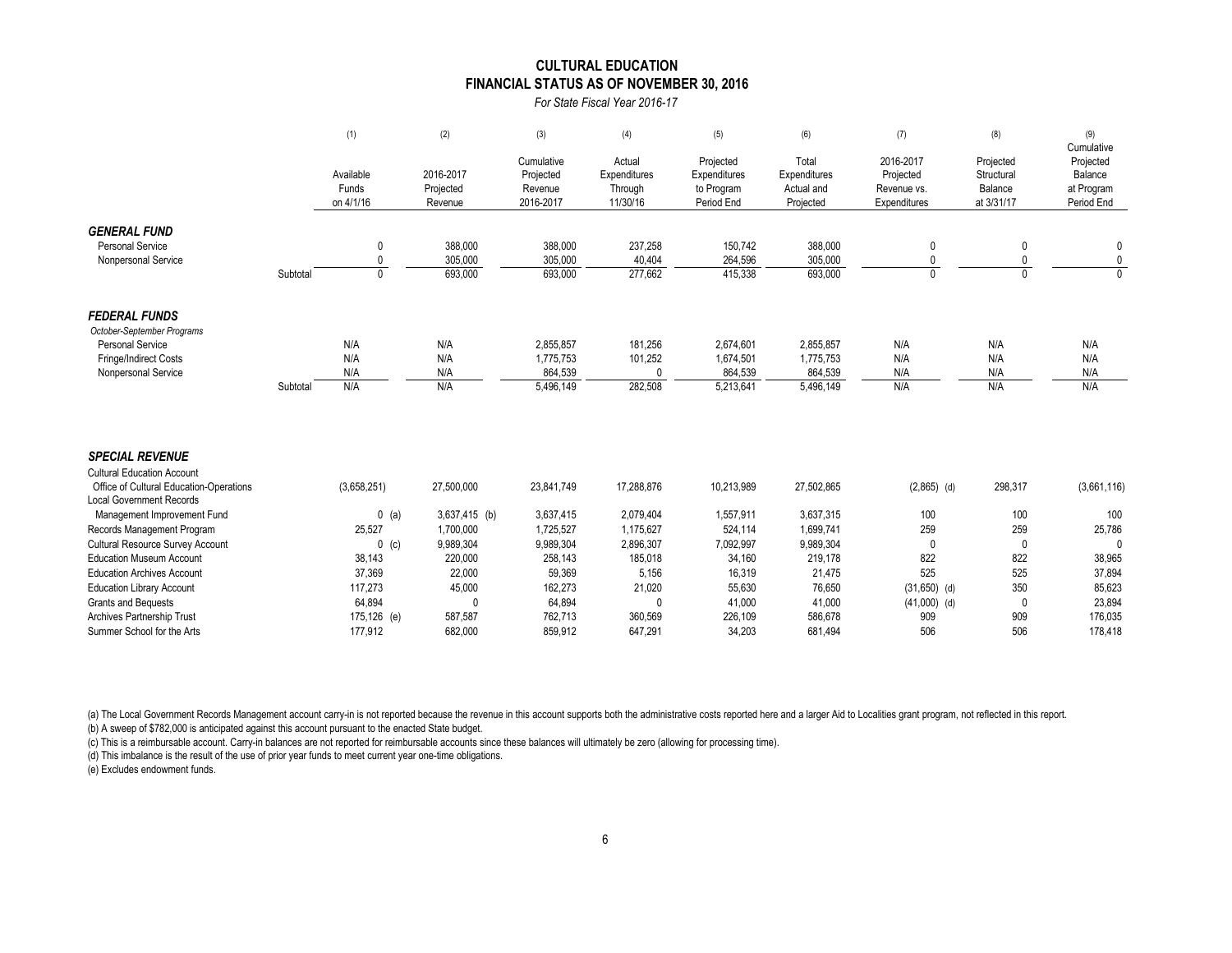# CULTURAL EDUCATION
## FINANCIAL STATUS AS OF NOVEMBER 30, 2016
*For State Fiscal Year 2016-17*

| | (1) Available Funds on 4/1/16 | (2) 2016-2017 Projected Revenue | (3) Cumulative Projected Revenue 2016-2017 | (4) Actual Expenditures Through 11/30/16 | (5) Projected Expenditures to Program Period End | (6) Total Expenditures Actual and Projected | (7) 2016-2017 Projected Revenue vs. Expenditures | (8) Projected Structural Balance at 3/31/17 | (9) Cumulative Projected Balance at Program Period End |
|---|---|---|---|---|---|---|---|---|---|
| ***GENERAL FUND*** | | | | | | | | | |
| Personal Service | 0 | 388,000 | 388,000 | 237,258 | 150,742 | 388,000 | 0 | 0 | 0 |
| Nonpersonal Service | 0 | 305,000 | 305,000 | 40,404 | 264,596 | 305,000 | 0 | 0 | 0 |
| Subtotal | 0 | 693,000 | 693,000 | 277,662 | 415,338 | 693,000 | 0 | 0 | 0 |
| ***FEDERAL FUNDS*** | | | | | | | | | |
| *October-September Programs* | | | | | | | | | |
| Personal Service | N/A | N/A | 2,855,857 | 181,256 | 2,674,601 | 2,855,857 | N/A | N/A | N/A |
| Fringe/Indirect Costs | N/A | N/A | 1,775,753 | 101,252 | 1,674,501 | 1,775,753 | N/A | N/A | N/A |
| Nonpersonal Service | N/A | N/A | 864,539 | 0 | 864,539 | 864,539 | N/A | N/A | N/A |
| Subtotal | N/A | N/A | 5,496,149 | 282,508 | 5,213,641 | 5,496,149 | N/A | N/A | N/A |
| ***SPECIAL REVENUE*** | | | | | | | | | |
| Cultural Education Account | | | | | | | | | |
| Office of Cultural Education-Operations | (3,658,251) | 27,500,000 | 23,841,749 | 17,288,876 | 10,213,989 | 27,502,865 | (2,865) (d) | 298,317 | (3,661,116) |
| Local Government Records Management Improvement Fund | 0 (a) | 3,637,415 (b) | 3,637,415 | 2,079,404 | 1,557,911 | 3,637,315 | 100 | 100 | 100 |
| Records Management Program | 25,527 | 1,700,000 | 1,725,527 | 1,175,627 | 524,114 | 1,699,741 | 259 | 259 | 25,786 |
| Cultural Resource Survey Account | 0 (c) | 9,989,304 | 9,989,304 | 2,896,307 | 7,092,997 | 9,989,304 | 0 | 0 | 0 |
| Education Museum Account | 38,143 | 220,000 | 258,143 | 185,018 | 34,160 | 219,178 | 822 | 822 | 38,965 |
| Education Archives Account | 37,369 | 22,000 | 59,369 | 5,156 | 16,319 | 21,475 | 525 | 525 | 37,894 |
| Education Library Account | 117,273 | 45,000 | 162,273 | 21,020 | 55,630 | 76,650 | (31,650) (d) | 350 | 85,623 |
| Grants and Bequests | 64,894 | 0 | 64,894 | 0 | 41,000 | 41,000 | (41,000) (d) | 0 | 23,894 |
| Archives Partnership Trust | 175,126 (e) | 587,587 | 762,713 | 360,569 | 226,109 | 586,678 | 909 | 909 | 176,035 |
| Summer School for the Arts | 177,912 | 682,000 | 859,912 | 647,291 | 34,203 | 681,494 | 506 | 506 | 178,418 |

(a) The Local Government Records Management account carry-in is not reported because the revenue in this account supports both the administrative costs reported here and a larger Aid to Localities grant program, not reflected in this report.
(b) A sweep of $782,000 is anticipated against this account pursuant to the enacted State budget.
(c) This is a reimbursable account. Carry-in balances are not reported for reimbursable accounts since these balances will ultimately be zero (allowing for processing time).
(d) This imbalance is the result of the use of prior year funds to meet current year one-time obligations.
(e) Excludes endowment funds.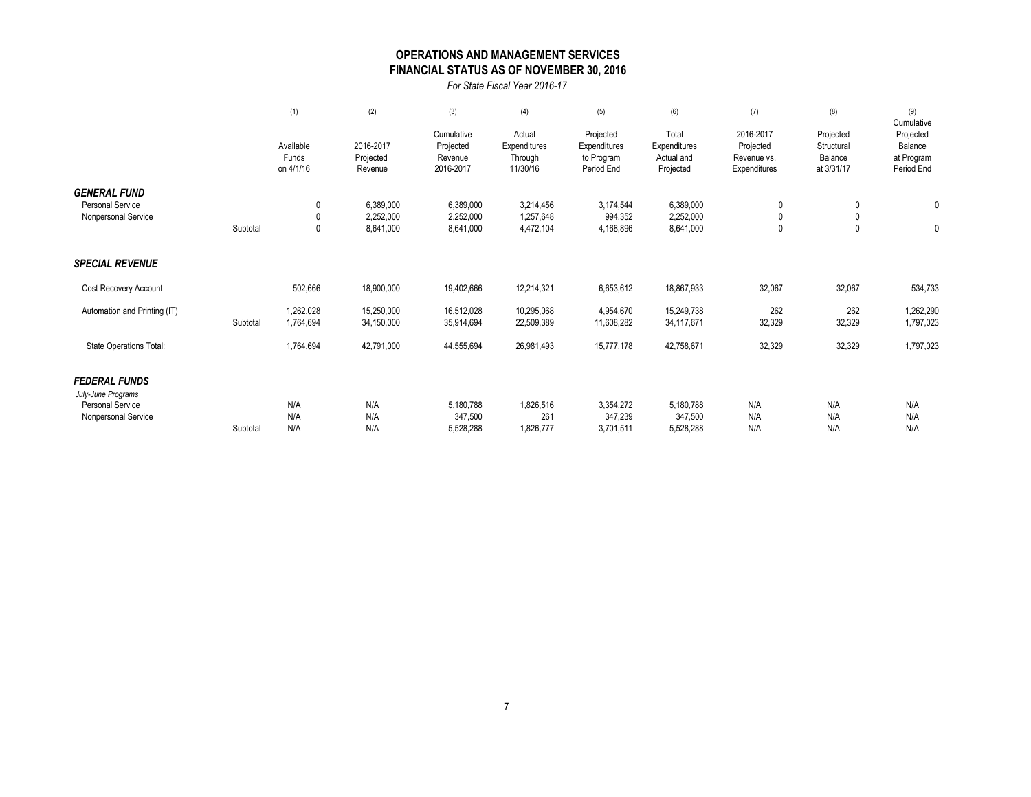# OPERATIONS AND MANAGEMENT SERVICES
## FINANCIAL STATUS AS OF NOVEMBER 30, 2016

*For State Fiscal Year 2016-17*

| | | (1) Available Funds on 4/1/16 | (2) 2016-2017 Projected Revenue | (3) Cumulative Projected Revenue 2016-2017 | (4) Actual Expenditures Through 11/30/16 | (5) Projected Expenditures to Program Period End | (6) Total Expenditures Actual and Projected | (7) 2016-2017 Projected Revenue vs. Expenditures | (8) Projected Structural Balance at 3/31/17 | (9) Cumulative Projected Balance at Program Period End |
|---|---|---|---|---|---|---|---|---|---|---|
| ***GENERAL FUND*** | | | | | | | | | | |
| Personal Service | | 0 | 6,389,000 | 6,389,000 | 3,214,456 | 3,174,544 | 6,389,000 | 0 | 0 | 0 |
| Nonpersonal Service | | 0 | 2,252,000 | 2,252,000 | 1,257,648 | 994,352 | 2,252,000 | 0 | 0 | |
| | Subtotal | 0 | 8,641,000 | 8,641,000 | 4,472,104 | 4,168,896 | 8,641,000 | 0 | 0 | 0 |
| ***SPECIAL REVENUE*** | | | | | | | | | | |
| Cost Recovery Account | | 502,666 | 18,900,000 | 19,402,666 | 12,214,321 | 6,653,612 | 18,867,933 | 32,067 | 32,067 | 534,733 |
| Automation and Printing (IT) | | 1,262,028 | 15,250,000 | 16,512,028 | 10,295,068 | 4,954,670 | 15,249,738 | 262 | 262 | 1,262,290 |
| | Subtotal | 1,764,694 | 34,150,000 | 35,914,694 | 22,509,389 | 11,608,282 | 34,117,671 | 32,329 | 32,329 | 1,797,023 |
| State Operations Total: | | 1,764,694 | 42,791,000 | 44,555,694 | 26,981,493 | 15,777,178 | 42,758,671 | 32,329 | 32,329 | 1,797,023 |
| ***FEDERAL FUNDS*** | | | | | | | | | | |
| *July-June Programs* | | | | | | | | | | |
| Personal Service | | N/A | N/A | 5,180,788 | 1,826,516 | 3,354,272 | 5,180,788 | N/A | N/A | N/A |
| Nonpersonal Service | | N/A | N/A | 347,500 | 261 | 347,239 | 347,500 | N/A | N/A | N/A |
| | Subtotal | N/A | N/A | 5,528,288 | 1,826,777 | 3,701,511 | 5,528,288 | N/A | N/A | N/A |